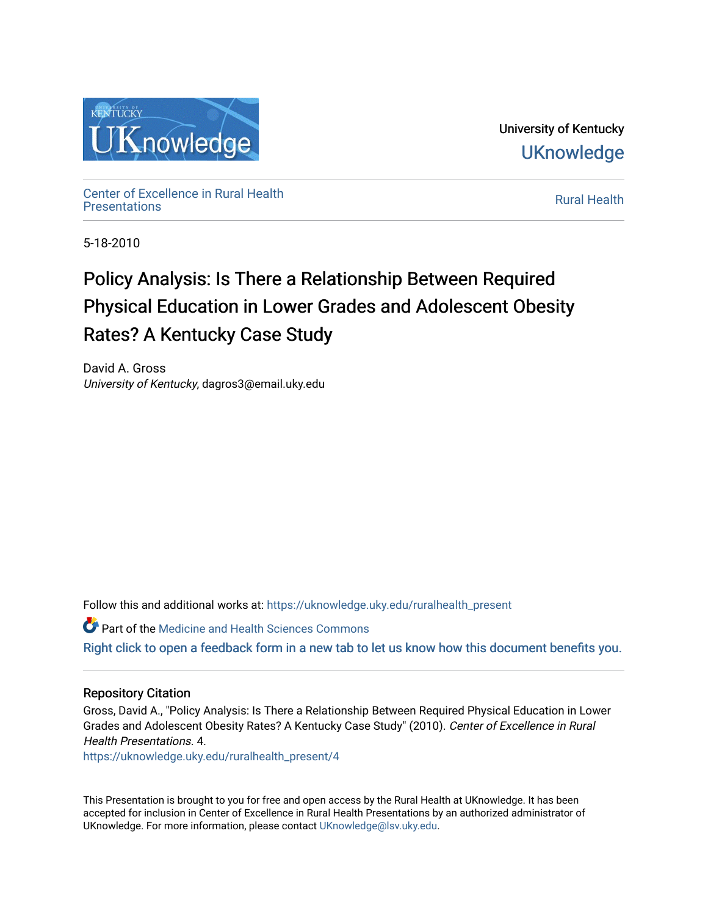University of Kentucky

UKnowledge

Center of Excellence in Rural Health Presentations

Rural Health

5-18-2010

# Policy Analysis: Is There a Relationship Between Required Physical Education in Lower Grades and Adolescent Obesity Rates? A Kentucky Case Study

David A. Gross
*University of Kentucky*, dagros3@email.uky.edu

Follow this and additional works at: https://uknowledge.uky.edu/ruralhealth_present

Part of the Medicine and Health Sciences Commons

Right click to open a feedback form in a new tab to let us know how this document benefits you.

## Repository Citation

Gross, David A., "Policy Analysis: Is There a Relationship Between Required Physical Education in Lower Grades and Adolescent Obesity Rates? A Kentucky Case Study" (2010). *Center of Excellence in Rural Health Presentations*. 4.
https://uknowledge.uky.edu/ruralhealth_present/4

This Presentation is brought to you for free and open access by the Rural Health at UKnowledge. It has been accepted for inclusion in Center of Excellence in Rural Health Presentations by an authorized administrator of UKnowledge. For more information, please contact UKnowledge@lsv.uky.edu.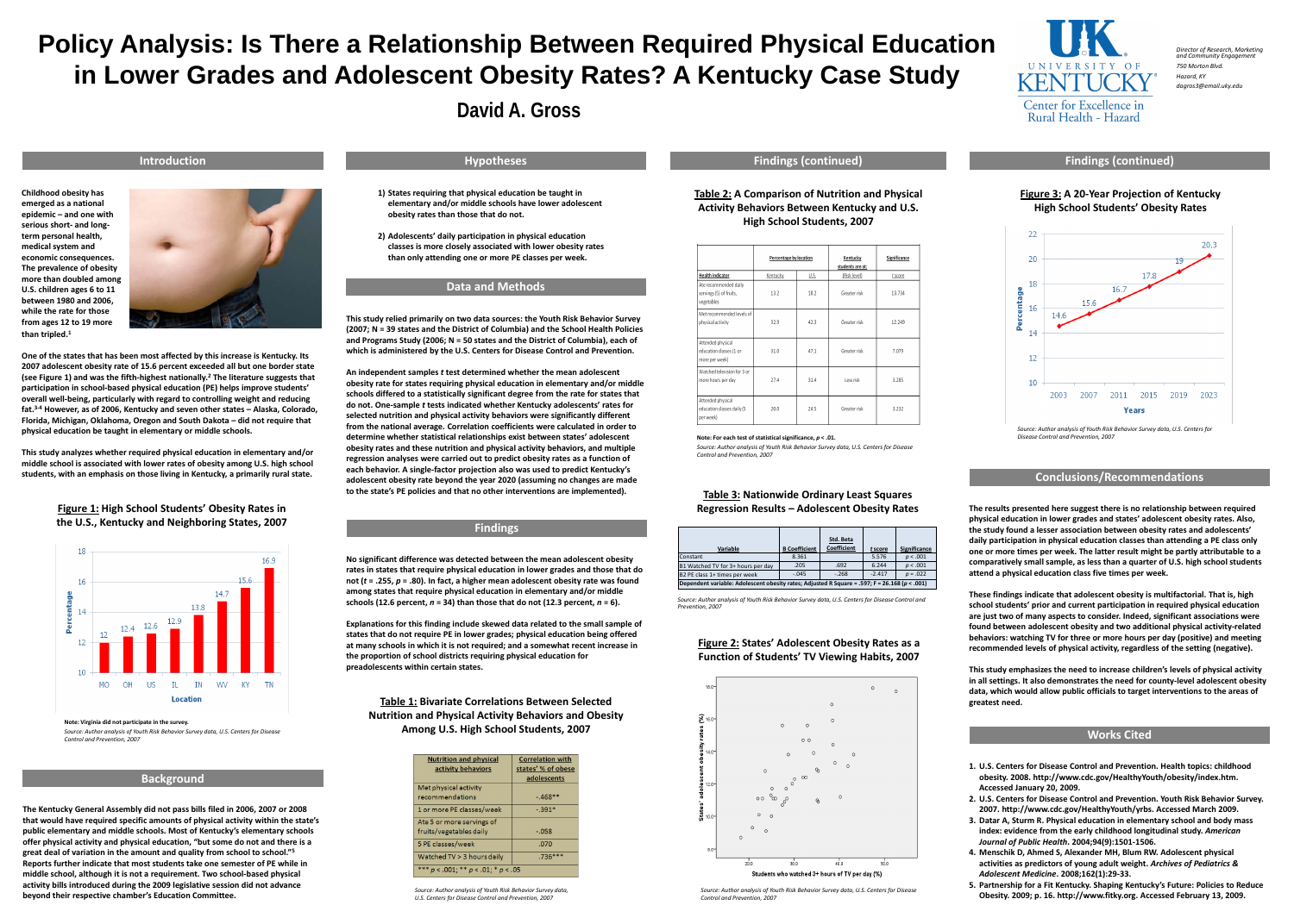# Policy Analysis: Is There a Relationship Between Required Physical Education in Lower Grades and Adolescent Obesity Rates? A Kentucky Case Study

**David A. Gross**

UK University of Kentucky
Center for Excellence in Rural Health - Hazard

*Director of Research, Marketing and Community Engagement*
*750 Morton Blvd.*
*Hazard, KY*
*dagros3@email.uky.edu*

## Introduction

**Childhood obesity has emerged as a national epidemic – and one with serious short- and long-term personal health, medical system and economic consequences. The prevalence of obesity more than doubled among U.S. children ages 6 to 11 between 1980 and 2006, while the rate for those from ages 12 to 19 more than tripled.[1]**

**One of the states that has been most affected by this increase is Kentucky. Its 2007 adolescent obesity rate of 15.6 percent exceeded all but one border state (see Figure 1) and was the fifth-highest nationally.[2] The literature suggests that participation in school-based physical education (PE) helps improve students' overall well-being, particularly with regard to controlling weight and reducing fat.[3-4] However, as of 2006, Kentucky and seven other states – Alaska, Colorado, Florida, Michigan, Oklahoma, Oregon and South Dakota – did not require that physical education be taught in elementary or middle schools.**

**This study analyzes whether required physical education in elementary and/or middle school is associated with lower rates of obesity among U.S. high school students, with an emphasis on those living in Kentucky, a primarily rural state.**

**Figure 1: High School Students' Obesity Rates in the U.S., Kentucky and Neighboring States, 2007**

Percentage
18
16
14
12
10
MO 12
OH 12.4
US 12.6
IL 12.9
IN 13.8
WV 14.7
KY 15.6
TN 16.9
Location

**Note: Virginia did not participate in the survey.**

*Source: Author analysis of Youth Risk Behavior Survey data, U.S. Centers for Disease Control and Prevention, 2007*

## Background

**The Kentucky General Assembly did not pass bills filed in 2006, 2007 or 2008 that would have required specific amounts of physical activity within the state's public elementary and middle schools. Most of Kentucky's elementary schools offer physical activity and physical education, "but some do not and there is a great deal of variation in the amount and quality from school to school."[5] Reports further indicate that most students take one semester of PE while in middle school, although it is not a requirement. Two school-based physical activity bills introduced during the 2009 legislative session did not advance beyond their respective chamber's Education Committee.**

## Hypotheses

1) **States requiring that physical education be taught in elementary and/or middle schools have lower adolescent obesity rates than those that do not.**
2) **Adolescents' daily participation in physical education classes is more closely associated with lower obesity rates than only attending one or more PE classes per week.**

## Data and Methods

**This study relied primarily on two data sources: the Youth Risk Behavior Survey (2007; N = 39 states and the District of Columbia) and the School Health Policies and Programs Study (2006; N = 50 states and the District of Columbia), each of which is administered by the U.S. Centers for Disease Control and Prevention.**

**An independent samples *t* test determined whether the mean adolescent obesity rate for states requiring physical education in elementary and/or middle schools differed to a statistically significant degree from the rate for states that do not. One-sample *t* tests indicated whether Kentucky adolescents' rates for selected nutrition and physical activity behaviors were significantly different from the national average. Correlation coefficients were calculated in order to determine whether statistical relationships exist between states' adolescent obesity rates and these nutrition and physical activity behaviors, and multiple regression analyses were carried out to predict obesity rates as a function of each behavior. A single-factor projection also was used to predict Kentucky's adolescent obesity rate beyond the year 2020 (assuming no changes are made to the state's PE policies and that no other interventions are implemented).**

## Findings

**No significant difference was detected between the mean adolescent obesity rates in states that require physical education in lower grades and those that do not ($t$ = .255, $p$ = .80). In fact, a higher mean adolescent obesity rate was found among states that require physical education in elementary and/or middle schools (12.6 percent, $n$ = 34) than those that do not (12.3 percent, $n$ = 6).**

**Explanations for this finding include skewed data related to the small sample of states that do not require PE in lower grades; physical education being offered at many schools in which it is not required; and a somewhat recent increase in the proportion of school districts requiring physical education for preadolescents within certain states.**

**Table 1: Bivariate Correlations Between Selected Nutrition and Physical Activity Behaviors and Obesity Among U.S. High School Students, 2007**

| Nutrition and physical activity behaviors | Correlation with states' % of obese adolescents |
|---|---|
| Met physical activity recommendations | -.468** |
| 1 or more PE classes/week | -.391* |
| Ate 5 or more servings of fruits/vegetables daily | -.058 |
| 5 PE classes/week | .070 |
| Watched TV > 3 hours daily | .736*** |
| *** $p$ < .001; ** $p$ < .01; * $p$ < .05 | |

*Source: Author analysis of Youth Risk Behavior Survey data, U.S. Centers for Disease Control and Prevention, 2007*

## Findings (continued)

**Table 2: A Comparison of Nutrition and Physical Activity Behaviors Between Kentucky and U.S. High School Students, 2007**

| | Percentage by location | | Kentucky students are at: | Significance |
|---|---|---|---|---|
| Health indicator | Kentucky | U.S. | (Risk level) | t score |
| Ate recommended daily servings (5) of fruits, vegetables | 13.2 | 18.2 | Greater risk | 13.734 |
| Met recommended levels of physical activity | 32.9 | 42.3 | Greater risk | 12.249 |
| Attended physical education classes (1 or more per week) | 31.0 | 47.1 | Greater risk | 7.079 |
| Watched television for 3 or more hours per day | 27.4 | 31.4 | Less risk | 3.285 |
| Attended physical education classes daily (5 per week) | 20.0 | 24.5 | Greater risk | 3.232 |

**Note: For each test of statistical significance, $p$ < .01.**

*Source: Author analysis of Youth Risk Behavior Survey data, U.S. Centers for Disease Control and Prevention, 2007*

**Table 3: Nationwide Ordinary Least Squares Regression Results – Adolescent Obesity Rates**

| Variable | B Coefficient | Std. Beta Coefficient | t score | Significance |
|---|---|---|---|---|
| Constant | 8.361 | | 5.576 | $p$ < .001 |
| B1 Watched TV for 3+ hours per day | .205 | .692 | 6.244 | $p$ < .001 |
| B2 PE class 1+ times per week | -.045 | -.268 | -2.417 | $p$ = .022 |
| Dependent variable: Adolescent obesity rates; Adjusted R Square = .597; F = 26.168 ($p$ < .001) | | | | |

*Source: Author analysis of Youth Risk Behavior Survey data, U.S. Centers for Disease Control and Prevention, 2007*

**Figure 2: States' Adolescent Obesity Rates as a Function of Students' TV Viewing Habits, 2007**

States' adolescent obesity rates (%)
18.0
16.0
14.0
12.0
10.0
8.0
20.0
30.0
40.0
50.0
Students who watched 3+ hours of TV per day (%)

*Source: Author analysis of Youth Risk Behavior Survey data, U.S. Centers for Disease Control and Prevention, 2007*

**Figure 3: A 20-Year Projection of Kentucky High School Students' Obesity Rates**

Percentage
22
20
18
16
14
12
10
2003
2007
2011
2015
2019
2023
Years
14.6
15.6
16.7
17.8
19
20.3

*Source: Author analysis of Youth Risk Behavior Survey data, U.S. Centers for Disease Control and Prevention, 2007*

## Conclusions/Recommendations

**The results presented here suggest there is no relationship between required physical education in lower grades and states' adolescent obesity rates. Also, the study found a lesser association between obesity rates and adolescents' daily participation in physical education classes than attending a PE class only one or more times per week. The latter result might be partly attributable to a comparatively small sample, as less than a quarter of U.S. high school students attend a physical education class five times per week.**

**These findings indicate that adolescent obesity is multifactorial. That is, high school students' prior and current participation in required physical education are just two of many aspects to consider. Indeed, significant associations were found between adolescent obesity and two additional physical activity-related behaviors: watching TV for three or more hours per day (positive) and meeting recommended levels of physical activity, regardless of the setting (negative).**

**This study emphasizes the need to increase children's levels of physical activity in all settings. It also demonstrates the need for county-level adolescent obesity data, which would allow public officials to target interventions to the areas of greatest need.**

## Works Cited

1. **U.S. Centers for Disease Control and Prevention. Health topics: childhood obesity. 2008. http://www.cdc.gov/HealthyYouth/obesity/index.htm. Accessed January 20, 2009.**
2. **U.S. Centers for Disease Control and Prevention. Youth Risk Behavior Survey. 2007. http://www.cdc.gov/HealthyYouth/yrbs. Accessed March 2009.**
3. **Datar A, Sturm R. Physical education in elementary school and body mass index: evidence from the early childhood longitudinal study. *American Journal of Public Health*. 2004;94(9):1501-1506.**
4. **Menschik D, Ahmed S, Alexander MH, Blum RW. Adolescent physical activities as predictors of young adult weight. *Archives of Pediatrics & Adolescent Medicine*. 2008;162(1):29-33.**
5. **Partnership for a Fit Kentucky. Shaping Kentucky's Future: Policies to Reduce Obesity. 2009; p. 16. http://www.fitky.org. Accessed February 13, 2009.**